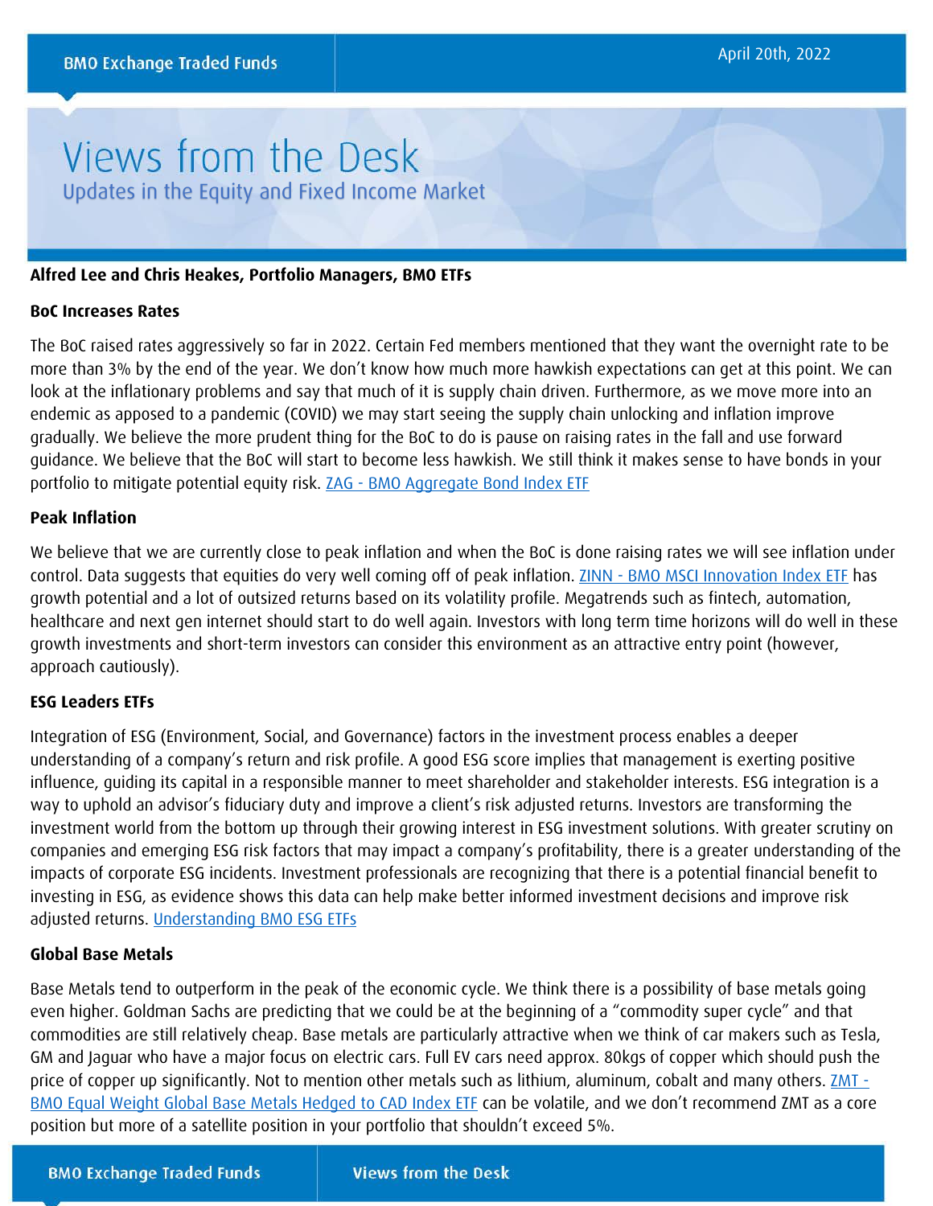April 20th, 2022

# Views from the Desk

## Updates in the Equity and Fixed Income Market

**Alfred Lee and Chris Heakes, Portfolio Managers, BMO ETFs**

**BoC Increases Rates**

The BoC raised rates aggressively so far in 2022. Certain Fed members mentioned that they want the overnight rate to be more than 3% by the end of the year. We don't know how much more hawkish expectations can get at this point. We can look at the inflationary problems and say that much of it is supply chain driven. Furthermore, as we move more into an endemic as apposed to a pandemic (COVID) we may start seeing the supply chain unlocking and inflation improve gradually. We believe the more prudent thing for the BoC to do is pause on raising rates in the fall and use forward guidance. We believe that the BoC will start to become less hawkish. We still think it makes sense to have bonds in your portfolio to mitigate potential equity risk. ZAG - BMO Aggregate Bond Index ETF

**Peak Inflation**

We believe that we are currently close to peak inflation and when the BoC is done raising rates we will see inflation under control. Data suggests that equities do very well coming off of peak inflation. ZINN - BMO MSCI Innovation Index ETF has growth potential and a lot of outsized returns based on its volatility profile. Megatrends such as fintech, automation, healthcare and next gen internet should start to do well again. Investors with long term time horizons will do well in these growth investments and short-term investors can consider this environment as an attractive entry point (however, approach cautiously).

**ESG Leaders ETFs**

Integration of ESG (Environment, Social, and Governance) factors in the investment process enables a deeper understanding of a company's return and risk profile. A good ESG score implies that management is exerting positive influence, guiding its capital in a responsible manner to meet shareholder and stakeholder interests. ESG integration is a way to uphold an advisor's fiduciary duty and improve a client's risk adjusted returns. Investors are transforming the investment world from the bottom up through their growing interest in ESG investment solutions. With greater scrutiny on companies and emerging ESG risk factors that may impact a company's profitability, there is a greater understanding of the impacts of corporate ESG incidents. Investment professionals are recognizing that there is a potential financial benefit to investing in ESG, as evidence shows this data can help make better informed investment decisions and improve risk adjusted returns. Understanding BMO ESG ETFs

**Global Base Metals**

Base Metals tend to outperform in the peak of the economic cycle. We think there is a possibility of base metals going even higher. Goldman Sachs are predicting that we could be at the beginning of a "commodity super cycle" and that commodities are still relatively cheap. Base metals are particularly attractive when we think of car makers such as Tesla, GM and Jaguar who have a major focus on electric cars. Full EV cars need approx. 80kgs of copper which should push the price of copper up significantly. Not to mention other metals such as lithium, aluminum, cobalt and many others. ZMT - BMO Equal Weight Global Base Metals Hedged to CAD Index ETF can be volatile, and we don't recommend ZMT as a core position but more of a satellite position in your portfolio that shouldn't exceed 5%.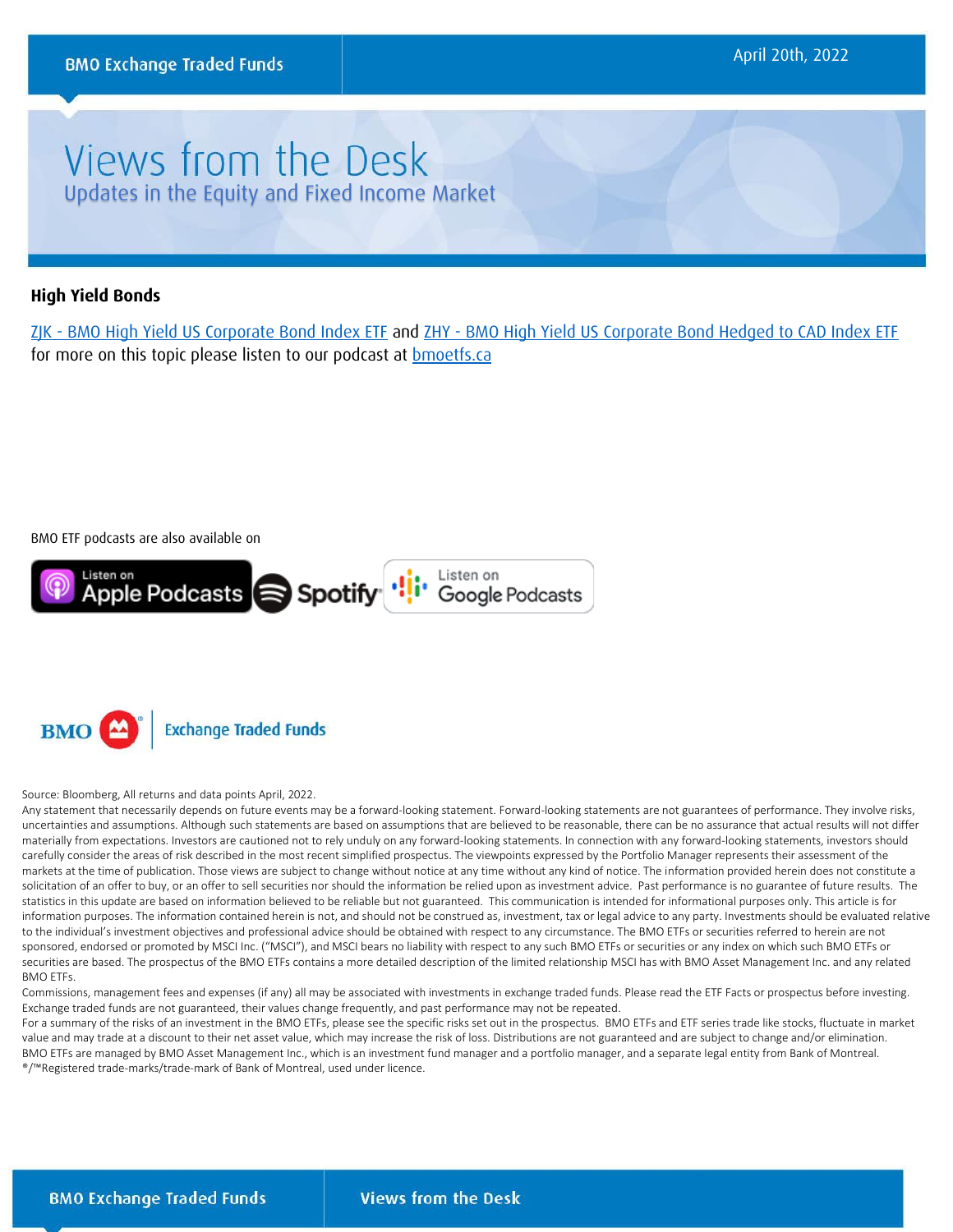## High Yield Bonds

ZJK - BMO High Yield US Corporate Bond Index ETF and ZHY - BMO High Yield US Corporate Bond Hedged to CAD Index ETF for more on this topic please listen to our podcast at bmoetfs.ca

BMO ETF podcasts are also available on

Listen on Apple Podcasts | Spotify | Listen on Google Podcasts

BMO | Exchange Traded Funds

Source: Bloomberg, All returns and data points April, 2022.

Any statement that necessarily depends on future events may be a forward-looking statement. Forward-looking statements are not guarantees of performance. They involve risks, uncertainties and assumptions. Although such statements are based on assumptions that are believed to be reasonable, there can be no assurance that actual results will not differ materially from expectations. Investors are cautioned not to rely unduly on any forward-looking statements. In connection with any forward-looking statements, investors should carefully consider the areas of risk described in the most recent simplified prospectus. The viewpoints expressed by the Portfolio Manager represents their assessment of the markets at the time of publication. Those views are subject to change without notice at any time without any kind of notice. The information provided herein does not constitute a solicitation of an offer to buy, or an offer to sell securities nor should the information be relied upon as investment advice. Past performance is no guarantee of future results. The statistics in this update are based on information believed to be reliable but not guaranteed. This communication is intended for informational purposes only. This article is for information purposes. The information contained herein is not, and should not be construed as, investment, tax or legal advice to any party. Investments should be evaluated relative to the individual's investment objectives and professional advice should be obtained with respect to any circumstance. The BMO ETFs or securities referred to herein are not sponsored, endorsed or promoted by MSCI Inc. ("MSCI"), and MSCI bears no liability with respect to any such BMO ETFs or securities or any index on which such BMO ETFs or securities are based. The prospectus of the BMO ETFs contains a more detailed description of the limited relationship MSCI has with BMO Asset Management Inc. and any related BMO ETFs.

Commissions, management fees and expenses (if any) all may be associated with investments in exchange traded funds. Please read the ETF Facts or prospectus before investing. Exchange traded funds are not guaranteed, their values change frequently, and past performance may not be repeated.

For a summary of the risks of an investment in the BMO ETFs, please see the specific risks set out in the prospectus. BMO ETFs and ETF series trade like stocks, fluctuate in market value and may trade at a discount to their net asset value, which may increase the risk of loss. Distributions are not guaranteed and are subject to change and/or elimination.

BMO ETFs are managed by BMO Asset Management Inc., which is an investment fund manager and a portfolio manager, and a separate legal entity from Bank of Montreal.

®/™Registered trade-marks/trade-mark of Bank of Montreal, used under licence.